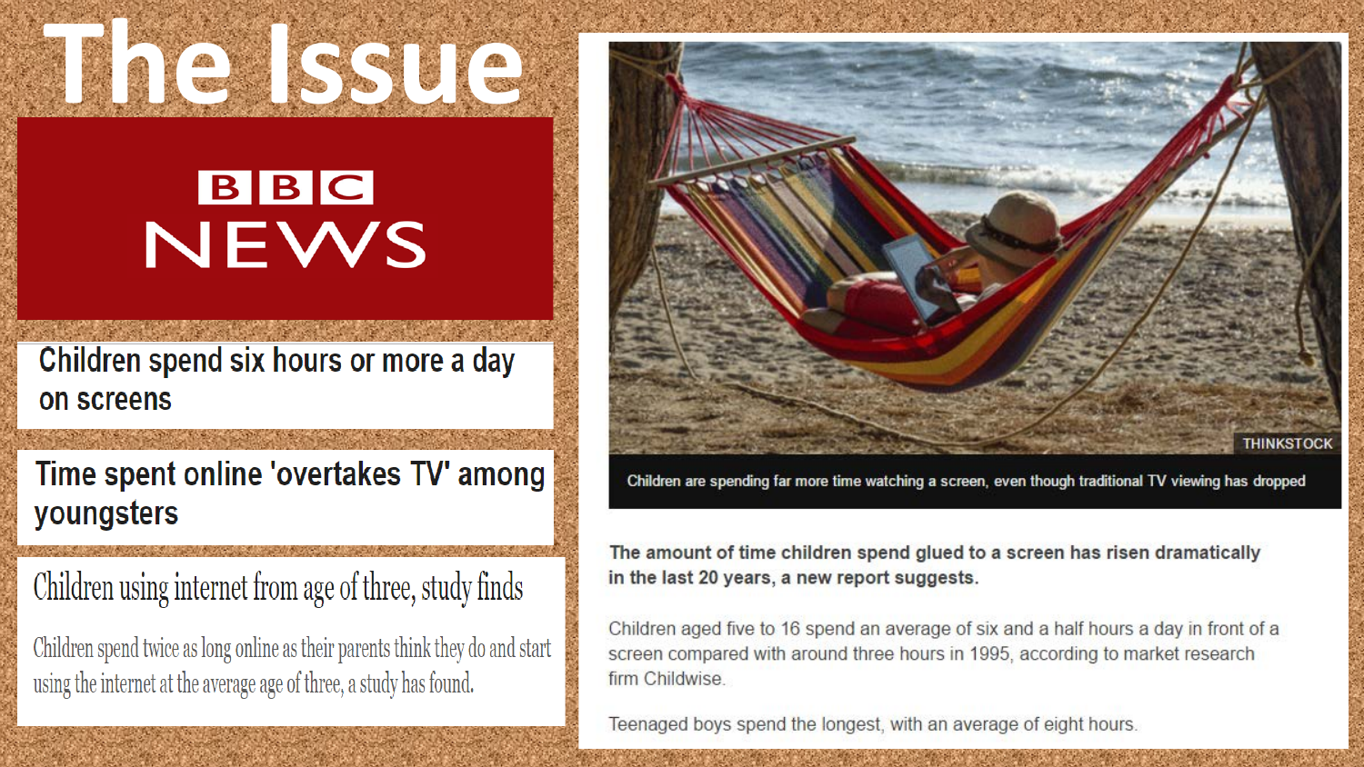# The Issue

BBC NEWS

## Children spend six hours or more a day on screens

## Time spent online 'overtakes TV' among youngsters

## Children using internet from age of three, study finds

Children spend twice as long online as their parents think they do and start using the internet at the average age of three, a study has found.

THINKSTOCK

Children are spending far more time watching a screen, even though traditional TV viewing has dropped

**The amount of time children spend glued to a screen has risen dramatically in the last 20 years, a new report suggests.**

Children aged five to 16 spend an average of six and a half hours a day in front of a screen compared with around three hours in 1995, according to market research firm Childwise.

Teenaged boys spend the longest, with an average of eight hours.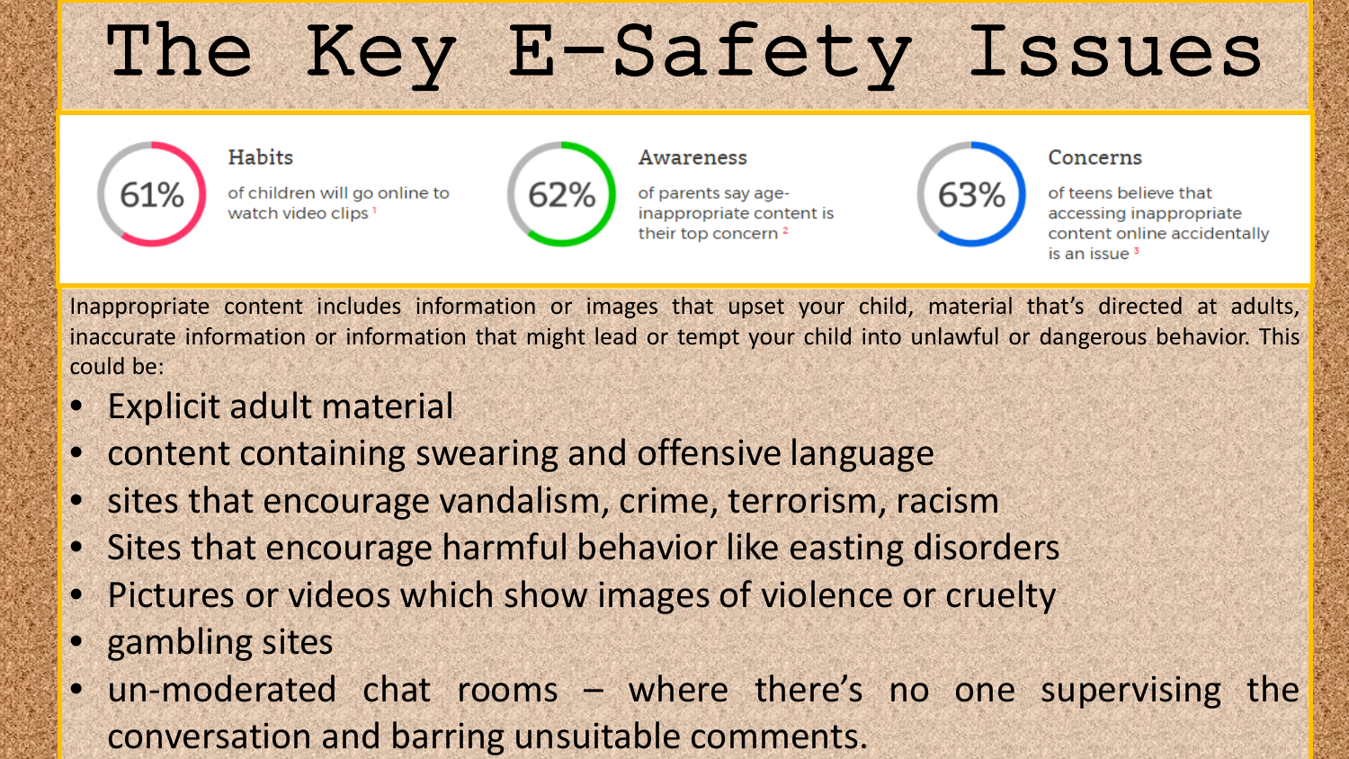# The Key E-Safety Issues

**61%**

### Habits

of children will go online to watch video clips [1]

**62%**

### Awareness

of parents say age-inappropriate content is their top concern [2]

**63%**

### Concerns

of teens believe that accessing inappropriate content online accidentally is an issue [3]

Inappropriate content includes information or images that upset your child, material that's directed at adults, inaccurate information or information that might lead or tempt your child into unlawful or dangerous behavior. This could be:

- Explicit adult material
- content containing swearing and offensive language
- sites that encourage vandalism, crime, terrorism, racism
- Sites that encourage harmful behavior like easting disorders
- Pictures or videos which show images of violence or cruelty
- gambling sites
- un-moderated chat rooms – where there's no one supervising the conversation and barring unsuitable comments.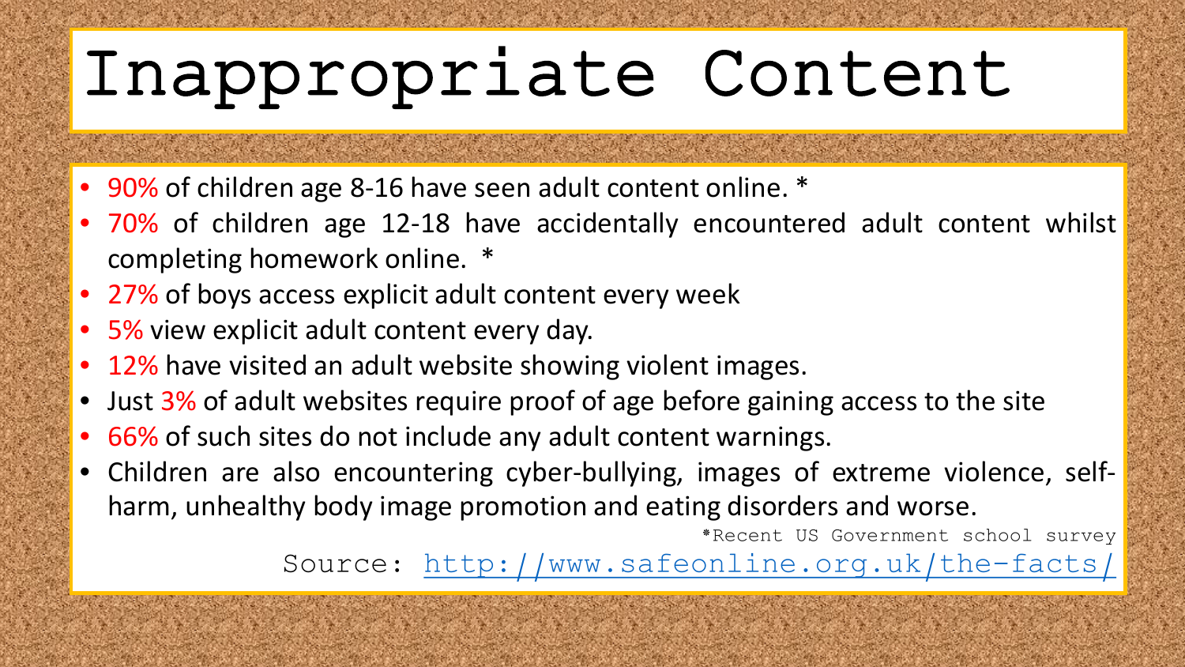# Inappropriate Content

- 90% of children age 8-16 have seen adult content online. *
- 70% of children age 12-18 have accidentally encountered adult content whilst completing homework online. *
- 27% of boys access explicit adult content every week
- 5% view explicit adult content every day.
- 12% have visited an adult website showing violent images.
- Just 3% of adult websites require proof of age before gaining access to the site
- 66% of such sites do not include any adult content warnings.
- Children are also encountering cyber-bullying, images of extreme violence, self-harm, unhealthy body image promotion and eating disorders and worse.

*Recent US Government school survey

Source: [http://www.safeonline.org.uk/the-facts/](http://www.safeonline.org.uk/the-facts/)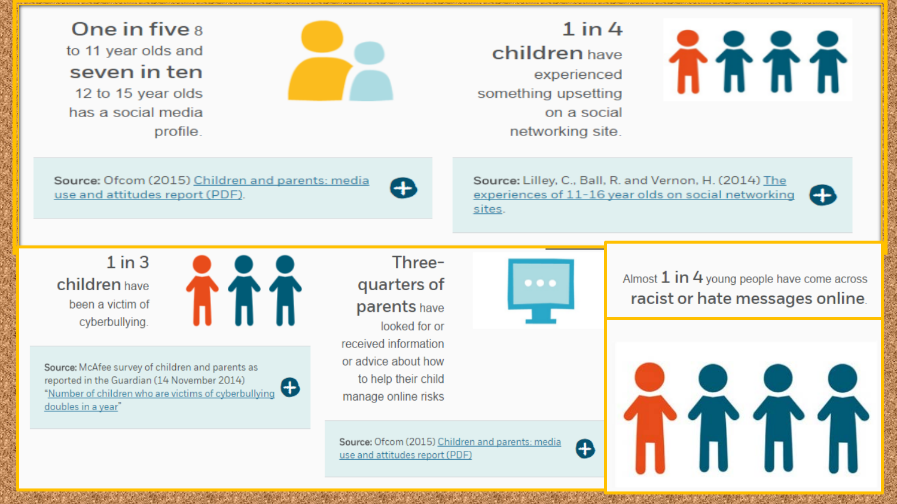**One in five** 8 to 11 year olds and **seven in ten** 12 to 15 year olds has a social media profile.

Source: Ofcom (2015) Children and parents: media use and attitudes report (PDF).

**1 in 4 children** have experienced something upsetting on a social networking site.

Source: Lilley, C., Ball, R. and Vernon, H. (2014) The experiences of 11-16 year olds on social networking sites.

**1 in 3 children** have been a victim of cyberbullying.

Source: McAfee survey of children and parents as reported in the Guardian (14 November 2014) "Number of children who are victims of cyberbullying doubles in a year"

**Three-quarters of parents** have looked for or received information or advice about how to help their child manage online risks

Source: Ofcom (2015) Children and parents: media use and attitudes report (PDF)

Almost **1 in 4** young people have come across **racist or hate messages online**.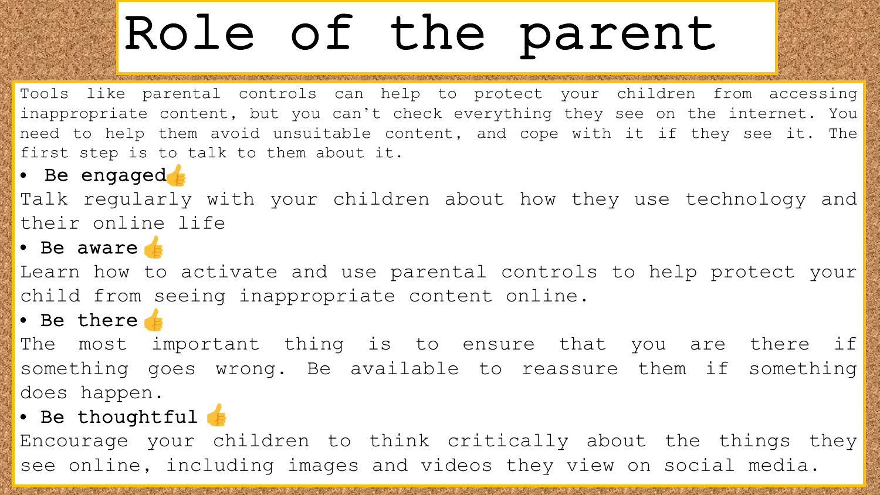# Role of the parent

Tools like parental controls can help to protect your children from accessing inappropriate content, but you can't check everything they see on the internet. You need to help them avoid unsuitable content, and cope with it if they see it. The first step is to talk to them about it.

- **Be engaged**👍

Talk regularly with your children about how they use technology and their online life

- **Be aware**👍

Learn how to activate and use parental controls to help protect your child from seeing inappropriate content online.

- **Be there**👍

The most important thing is to ensure that you are there if something goes wrong. Be available to reassure them if something does happen.

- **Be thoughtful**👍

Encourage your children to think critically about the things they see online, including images and videos they view on social media.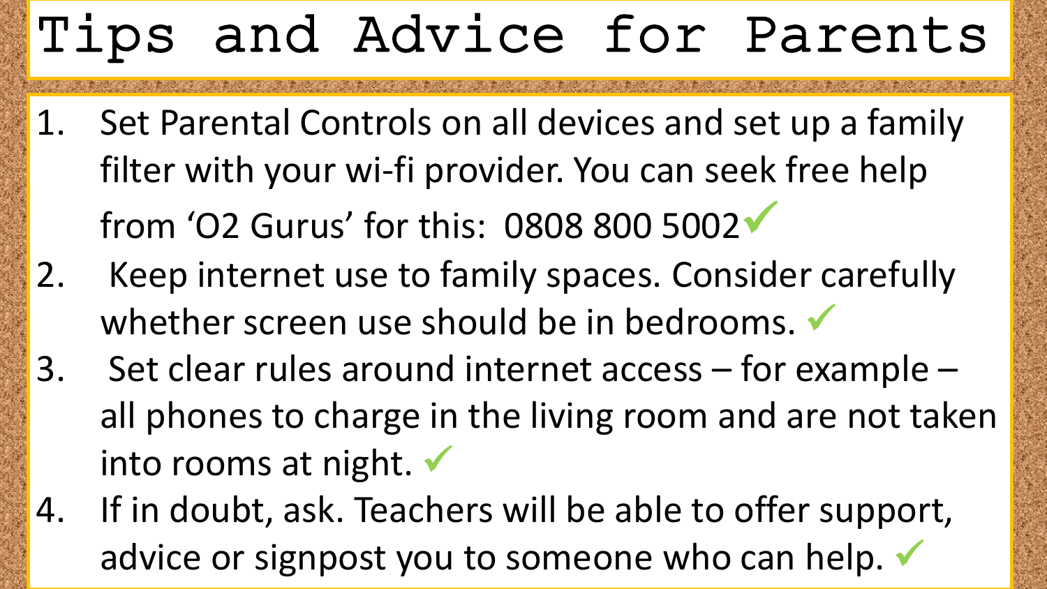# Tips and Advice for Parents

1. Set Parental Controls on all devices and set up a family filter with your wi-fi provider. You can seek free help from 'O2 Gurus' for this: 0808 800 5002 ✓
2. Keep internet use to family spaces. Consider carefully whether screen use should be in bedrooms. ✓
3. Set clear rules around internet access – for example – all phones to charge in the living room and are not taken into rooms at night. ✓
4. If in doubt, ask. Teachers will be able to offer support, advice or signpost you to someone who can help. ✓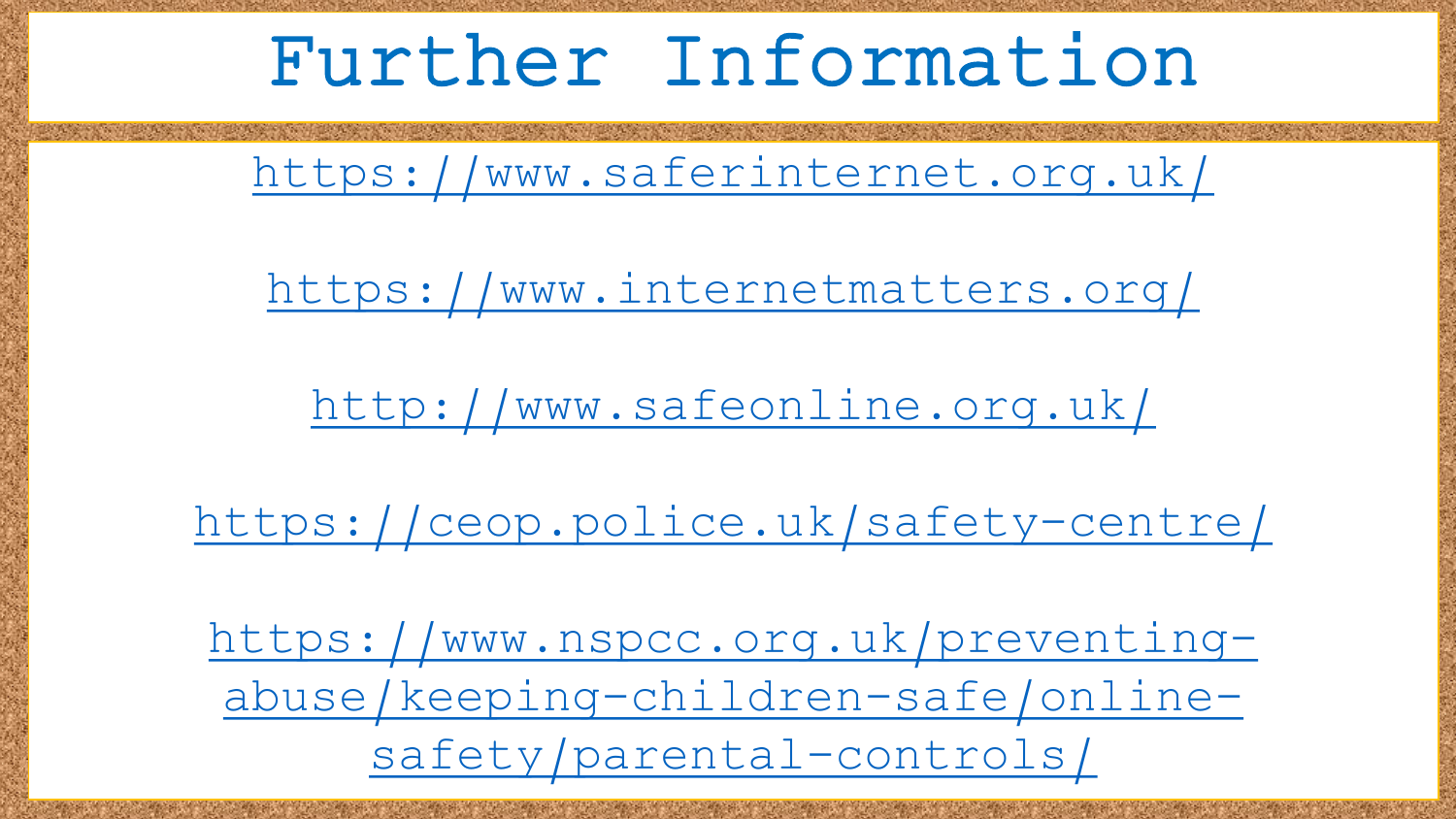# Further Information

https://www.saferinternet.org.uk/

https://www.internetmatters.org/

http://www.safeonline.org.uk/

https://ceop.police.uk/safety-centre/

https://www.nspcc.org.uk/preventing-abuse/keeping-children-safe/online-safety/parental-controls/